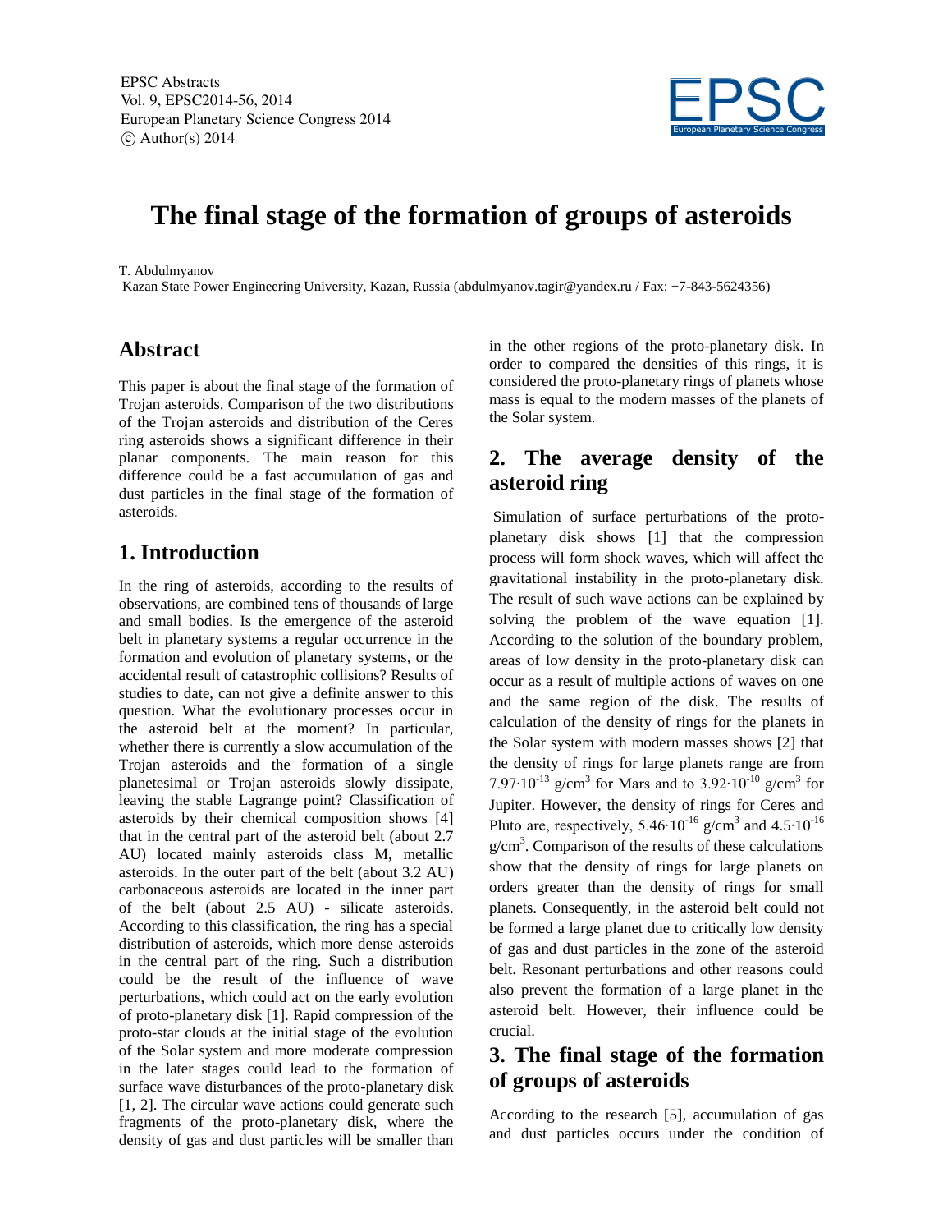EPSC Abstracts
Vol. 9, EPSC2014-56, 2014
European Planetary Science Congress 2014
© Author(s) 2014

# The final stage of the formation of groups of asteroids

T. Abdulmyanov
Kazan State Power Engineering University, Kazan, Russia (abdulmyanov.tagir@yandex.ru / Fax: +7-843-5624356)

## Abstract

This paper is about the final stage of the formation of Trojan asteroids. Comparison of the two distributions of the Trojan asteroids and distribution of the Ceres ring asteroids shows a significant difference in their planar components. The main reason for this difference could be a fast accumulation of gas and dust particles in the final stage of the formation of asteroids.

## 1. Introduction

In the ring of asteroids, according to the results of observations, are combined tens of thousands of large and small bodies. Is the emergence of the asteroid belt in planetary systems a regular occurrence in the formation and evolution of planetary systems, or the accidental result of catastrophic collisions? Results of studies to date, can not give a definite answer to this question. What the evolutionary processes occur in the asteroid belt at the moment? In particular, whether there is currently a slow accumulation of the Trojan asteroids and the formation of a single planetesimal or Trojan asteroids slowly dissipate, leaving the stable Lagrange point? Classification of asteroids by their chemical composition shows [4] that in the central part of the asteroid belt (about 2.7 AU) located mainly asteroids class M, metallic asteroids. In the outer part of the belt (about 3.2 AU) carbonaceous asteroids are located in the inner part of the belt (about 2.5 AU) - silicate asteroids. According to this classification, the ring has a special distribution of asteroids, which more dense asteroids in the central part of the ring. Such a distribution could be the result of the influence of wave perturbations, which could act on the early evolution of proto-planetary disk [1]. Rapid compression of the proto-star clouds at the initial stage of the evolution of the Solar system and more moderate compression in the later stages could lead to the formation of surface wave disturbances of the proto-planetary disk [1, 2]. The circular wave actions could generate such fragments of the proto-planetary disk, where the density of gas and dust particles will be smaller than in the other regions of the proto-planetary disk. In order to compared the densities of this rings, it is considered the proto-planetary rings of planets whose mass is equal to the modern masses of the planets of the Solar system.

## 2. The average density of the asteroid ring

Simulation of surface perturbations of the proto-planetary disk shows [1] that the compression process will form shock waves, which will affect the gravitational instability in the proto-planetary disk. The result of such wave actions can be explained by solving the problem of the wave equation [1]. According to the solution of the boundary problem, areas of low density in the proto-planetary disk can occur as a result of multiple actions of waves on one and the same region of the disk. The results of calculation of the density of rings for the planets in the Solar system with modern masses shows [2] that the density of rings for large planets range are from $7.97 \cdot 10^{-13}$ g/cm$^3$ for Mars and to $3.92 \cdot 10^{-10}$ g/cm$^3$ for Jupiter. However, the density of rings for Ceres and Pluto are, respectively, $5.46 \cdot 10^{-16}$ g/cm$^3$ and $4.5 \cdot 10^{-16}$ g/cm$^3$. Comparison of the results of these calculations show that the density of rings for large planets on orders greater than the density of rings for small planets. Consequently, in the asteroid belt could not be formed a large planet due to critically low density of gas and dust particles in the zone of the asteroid belt. Resonant perturbations and other reasons could also prevent the formation of a large planet in the asteroid belt. However, their influence could be crucial.

## 3. The final stage of the formation of groups of asteroids

According to the research [5], accumulation of gas and dust particles occurs under the condition of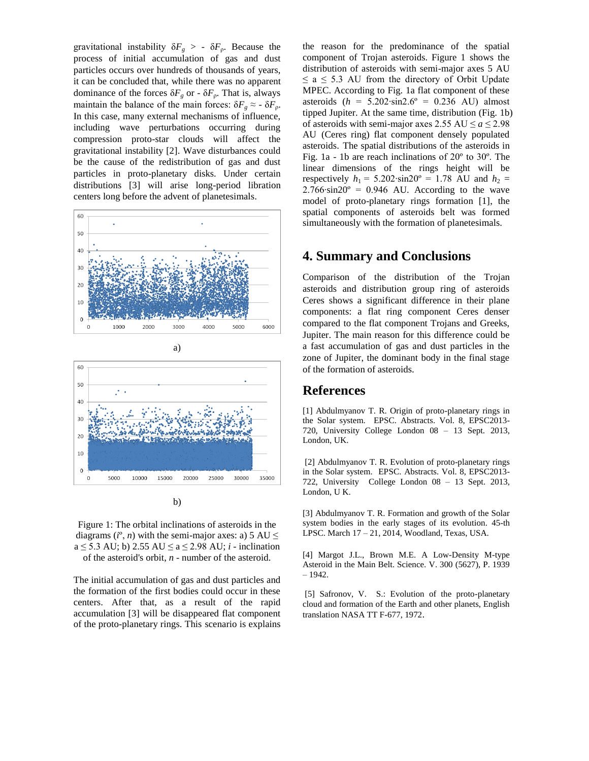gravitational instability $\delta F_g > -\delta F_\rho$. Because the process of initial accumulation of gas and dust particles occurs over hundreds of thousands of years, it can be concluded that, while there was no apparent dominance of the forces $\delta F_g$ or $-\delta F_\rho$. That is, always maintain the balance of the main forces: $\delta F_g \approx -\delta F_\rho$. In this case, many external mechanisms of influence, including wave perturbations occurring during compression proto-star clouds will affect the gravitational instability [2]. Wave disturbances could be the cause of the redistribution of gas and dust particles in proto-planetary disks. Under certain distributions [3] will arise long-period libration centers long before the advent of planetesimals.

60
50
40
30
20
10
0
0
1000
2000
3000
4000
5000
6000

a)

60
50
40
30
20
10
0
0
5000
10000
15000
20000
25000
30000
35000

b)

Figure 1: The orbital inclinations of asteroids in the diagrams ($i$°, $n$) with the semi-major axes: a) 5 AU ≤ a ≤ 5.3 AU; b) 2.55 AU ≤ a ≤ 2.98 AU; $i$ - inclination of the asteroid's orbit, $n$ - number of the asteroid.

The initial accumulation of gas and dust particles and the formation of the first bodies could occur in these centers. After that, as a result of the rapid accumulation [3] will be disappeared flat component of the proto-planetary rings. This scenario is explains the reason for the predominance of the spatial component of Trojan asteroids. Figure 1 shows the distribution of asteroids with semi-major axes 5 AU ≤ a ≤ 5.3 AU from the directory of Orbit Update MPEC. According to Fig. 1a flat component of these asteroids ($h$ = 5.202·sin2.6º = 0.236 AU) almost tipped Jupiter. At the same time, distribution (Fig. 1b) of asteroids with semi-major axes 2.55 AU ≤ $a$ ≤ 2.98 AU (Ceres ring) flat component densely populated asteroids. The spatial distributions of the asteroids in Fig. 1a - 1b are reach inclinations of 20º to 30º. The linear dimensions of the rings height will be respectively $h_1$ = 5.202·sin20º = 1.78 AU and $h_2$ = 2.766·sin20º = 0.946 AU. According to the wave model of proto-planetary rings formation [1], the spatial components of asteroids belt was formed simultaneously with the formation of planetesimals.

# 4. Summary and Conclusions

Comparison of the distribution of the Trojan asteroids and distribution group ring of asteroids Ceres shows a significant difference in their plane components: a flat ring component Ceres denser compared to the flat component Trojans and Greeks, Jupiter. The main reason for this difference could be a fast accumulation of gas and dust particles in the zone of Jupiter, the dominant body in the final stage of the formation of asteroids.

## References

[1] Abdulmyanov T. R. Origin of proto-planetary rings in the Solar system. EPSC. Abstracts. Vol. 8, EPSC2013-720, University College London 08 – 13 Sept. 2013, London, UK.

[2] Abdulmyanov T. R. Evolution of proto-planetary rings in the Solar system. EPSC. Abstracts. Vol. 8, EPSC2013-722, University College London 08 – 13 Sept. 2013, London, U K.

[3] Abdulmyanov T. R. Formation and growth of the Solar system bodies in the early stages of its evolution. 45-th LPSC. March 17 – 21, 2014, Woodland, Texas, USA.

[4] Margot J.L., Brown M.E. A Low-Density M-type Asteroid in the Main Belt. Science. V. 300 (5627), P. 1939 – 1942.

[5] Safronov, V. S.: Evolution of the proto-planetary cloud and formation of the Earth and other planets, English translation NASA TT F-677, 1972.